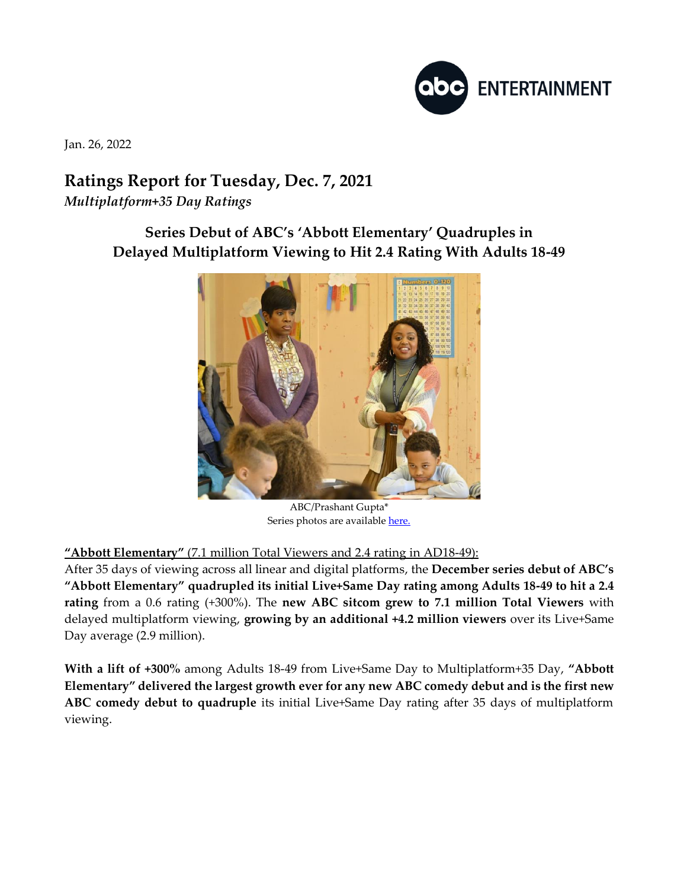Jan. 26, 2022

# Ratings Report for Tuesday, Dec. 7, 2021

*Multiplatform+35 Day Ratings*

## Series Debut of ABC's 'Abbott Elementary' Quadruples in Delayed Multiplatform Viewing to Hit 2.4 Rating With Adults 18-49

ABC/Prashant Gupta*
Series photos are available here.

**"Abbott Elementary"** (7.1 million Total Viewers and 2.4 rating in AD18-49):

After 35 days of viewing across all linear and digital platforms, the **December series debut of ABC's "Abbott Elementary" quadrupled its initial Live+Same Day rating among Adults 18-49 to hit a 2.4 rating** from a 0.6 rating (+300%). The **new ABC sitcom grew to 7.1 million Total Viewers** with delayed multiplatform viewing, **growing by an additional +4.2 million viewers** over its Live+Same Day average (2.9 million).

**With a lift of +300%** among Adults 18-49 from Live+Same Day to Multiplatform+35 Day, **"Abbott Elementary" delivered the largest growth ever for any new ABC comedy debut and is the first new ABC comedy debut to quadruple** its initial Live+Same Day rating after 35 days of multiplatform viewing.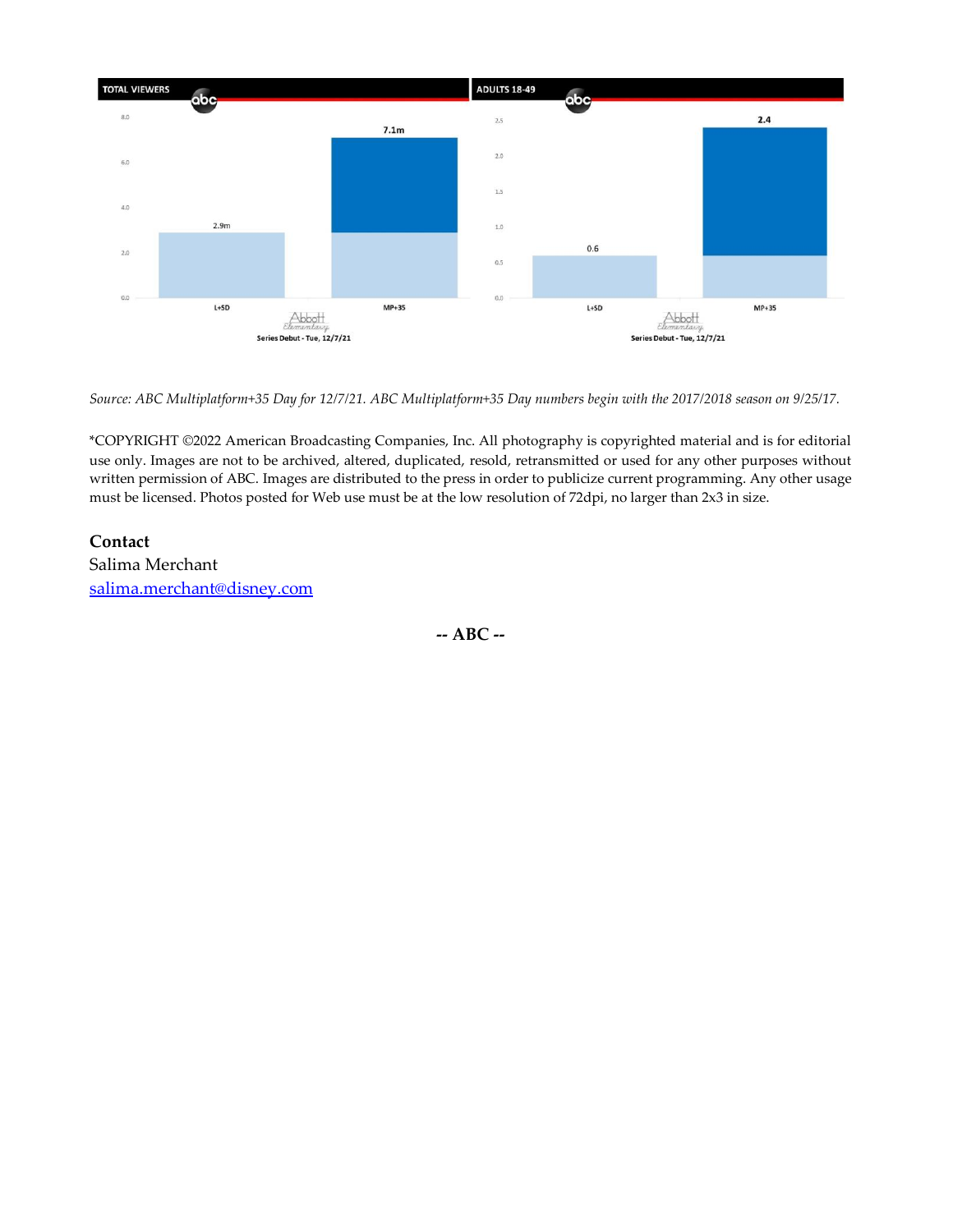TOTAL VIEWERS

8.0
6.0
4.0
2.0
0.0

2.9m
7.1m

L+SD
MP+35

Abbott Elementary
Series Debut - Tue, 12/7/21

ADULTS 18-49

2.5
2.0
1.5
1.0
0.5
0.0

0.6
2.4

L+SD
MP+35

Abbott Elementary
Series Debut - Tue, 12/7/21

*Source: ABC Multiplatform+35 Day for 12/7/21. ABC Multiplatform+35 Day numbers begin with the 2017/2018 season on 9/25/17.*

*COPYRIGHT ©2022 American Broadcasting Companies, Inc. All photography is copyrighted material and is for editorial use only. Images are not to be archived, altered, duplicated, resold, retransmitted or used for any other purposes without written permission of ABC. Images are distributed to the press in order to publicize current programming. Any other usage must be licensed. Photos posted for Web use must be at the low resolution of 72dpi, no larger than 2x3 in size.

**Contact**
Salima Merchant
salima.merchant@disney.com

**-- ABC --**